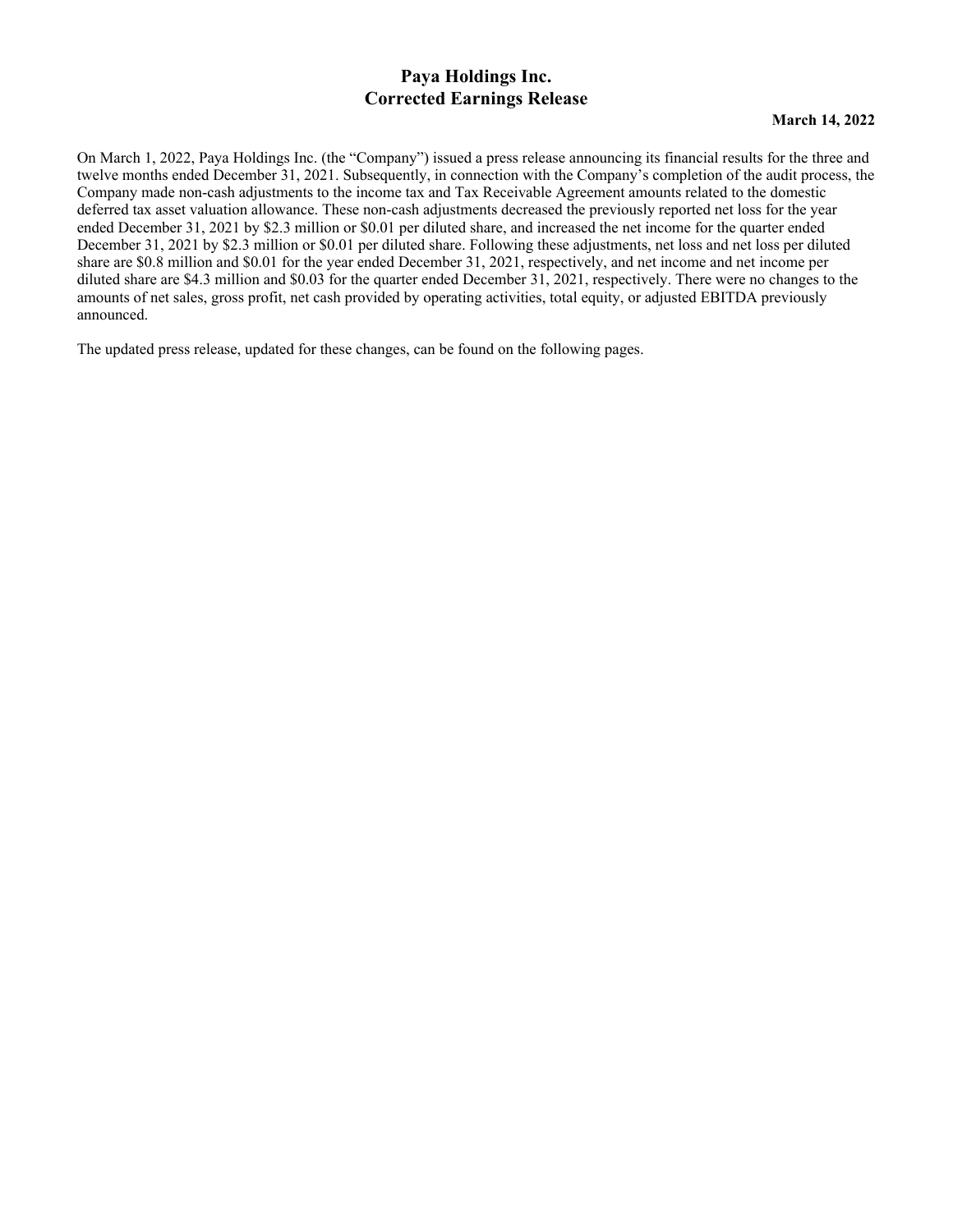# Paya Holdings Inc.
# Corrected Earnings Release

**March 14, 2022**

On March 1, 2022, Paya Holdings Inc. (the "Company") issued a press release announcing its financial results for the three and twelve months ended December 31, 2021. Subsequently, in connection with the Company's completion of the audit process, the Company made non-cash adjustments to the income tax and Tax Receivable Agreement amounts related to the domestic deferred tax asset valuation allowance. These non-cash adjustments decreased the previously reported net loss for the year ended December 31, 2021 by $2.3 million or $0.01 per diluted share, and increased the net income for the quarter ended December 31, 2021 by $2.3 million or $0.01 per diluted share. Following these adjustments, net loss and net loss per diluted share are $0.8 million and $0.01 for the year ended December 31, 2021, respectively, and net income and net income per diluted share are $4.3 million and $0.03 for the quarter ended December 31, 2021, respectively. There were no changes to the amounts of net sales, gross profit, net cash provided by operating activities, total equity, or adjusted EBITDA previously announced.

The updated press release, updated for these changes, can be found on the following pages.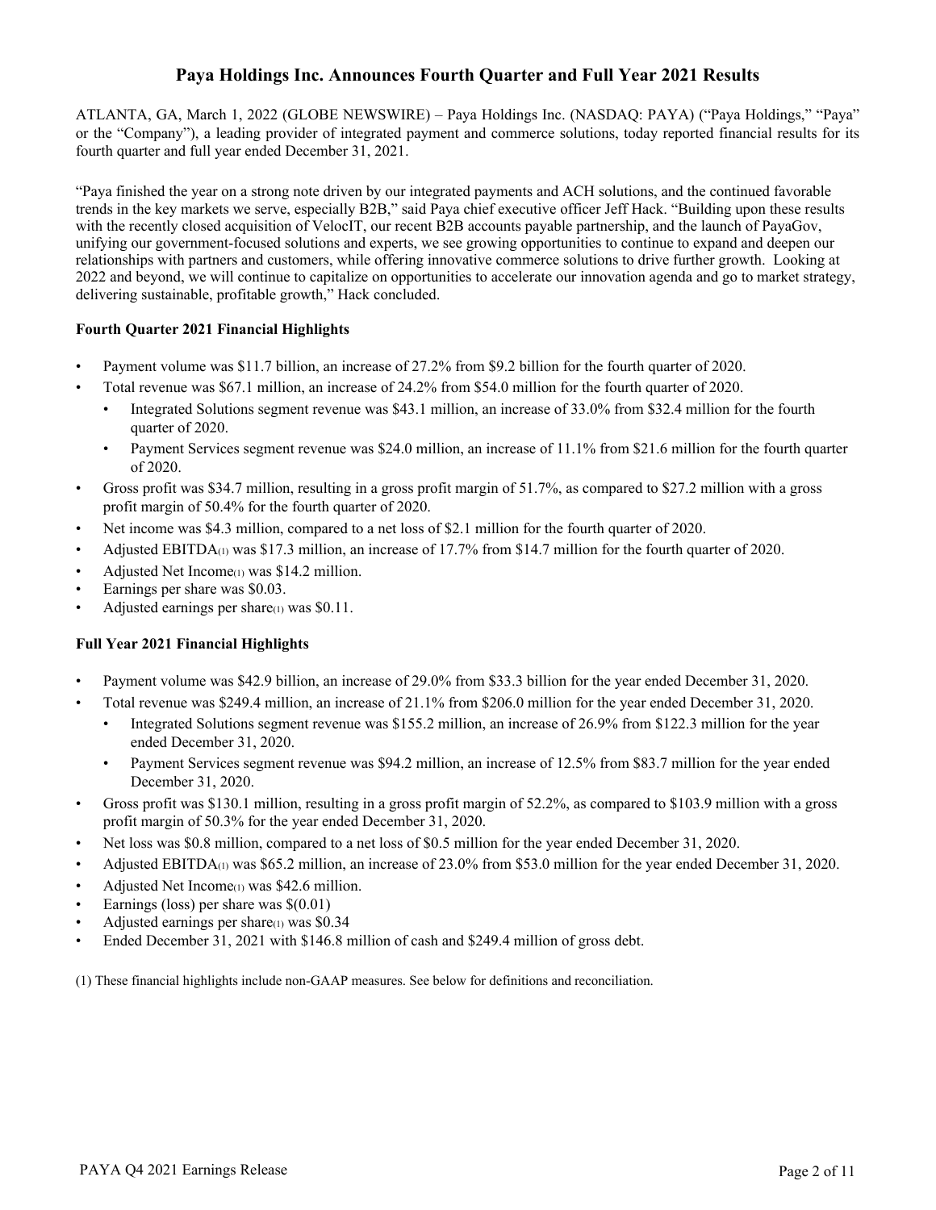# Paya Holdings Inc. Announces Fourth Quarter and Full Year 2021 Results

ATLANTA, GA, March 1, 2022 (GLOBE NEWSWIRE) – Paya Holdings Inc. (NASDAQ: PAYA) ("Paya Holdings," "Paya" or the "Company"), a leading provider of integrated payment and commerce solutions, today reported financial results for its fourth quarter and full year ended December 31, 2021.

"Paya finished the year on a strong note driven by our integrated payments and ACH solutions, and the continued favorable trends in the key markets we serve, especially B2B," said Paya chief executive officer Jeff Hack. "Building upon these results with the recently closed acquisition of VelocIT, our recent B2B accounts payable partnership, and the launch of PayaGov, unifying our government-focused solutions and experts, we see growing opportunities to continue to expand and deepen our relationships with partners and customers, while offering innovative commerce solutions to drive further growth. Looking at 2022 and beyond, we will continue to capitalize on opportunities to accelerate our innovation agenda and go to market strategy, delivering sustainable, profitable growth," Hack concluded.

**Fourth Quarter 2021 Financial Highlights**

- Payment volume was $11.7 billion, an increase of 27.2% from $9.2 billion for the fourth quarter of 2020.
- Total revenue was $67.1 million, an increase of 24.2% from $54.0 million for the fourth quarter of 2020.
  - Integrated Solutions segment revenue was $43.1 million, an increase of 33.0% from $32.4 million for the fourth quarter of 2020.
  - Payment Services segment revenue was $24.0 million, an increase of 11.1% from $21.6 million for the fourth quarter of 2020.
- Gross profit was $34.7 million, resulting in a gross profit margin of 51.7%, as compared to $27.2 million with a gross profit margin of 50.4% for the fourth quarter of 2020.
- Net income was $4.3 million, compared to a net loss of $2.1 million for the fourth quarter of 2020.
- Adjusted EBITDA(1) was $17.3 million, an increase of 17.7% from $14.7 million for the fourth quarter of 2020.
- Adjusted Net Income(1) was $14.2 million.
- Earnings per share was $0.03.
- Adjusted earnings per share(1) was $0.11.

**Full Year 2021 Financial Highlights**

- Payment volume was $42.9 billion, an increase of 29.0% from $33.3 billion for the year ended December 31, 2020.
- Total revenue was $249.4 million, an increase of 21.1% from $206.0 million for the year ended December 31, 2020.
  - Integrated Solutions segment revenue was $155.2 million, an increase of 26.9% from $122.3 million for the year ended December 31, 2020.
  - Payment Services segment revenue was $94.2 million, an increase of 12.5% from $83.7 million for the year ended December 31, 2020.
- Gross profit was $130.1 million, resulting in a gross profit margin of 52.2%, as compared to $103.9 million with a gross profit margin of 50.3% for the year ended December 31, 2020.
- Net loss was $0.8 million, compared to a net loss of $0.5 million for the year ended December 31, 2020.
- Adjusted EBITDA(1) was $65.2 million, an increase of 23.0% from $53.0 million for the year ended December 31, 2020.
- Adjusted Net Income(1) was $42.6 million.
- Earnings (loss) per share was $(0.01)
- Adjusted earnings per share(1) was $0.34
- Ended December 31, 2021 with $146.8 million of cash and $249.4 million of gross debt.

(1) These financial highlights include non-GAAP measures. See below for definitions and reconciliation.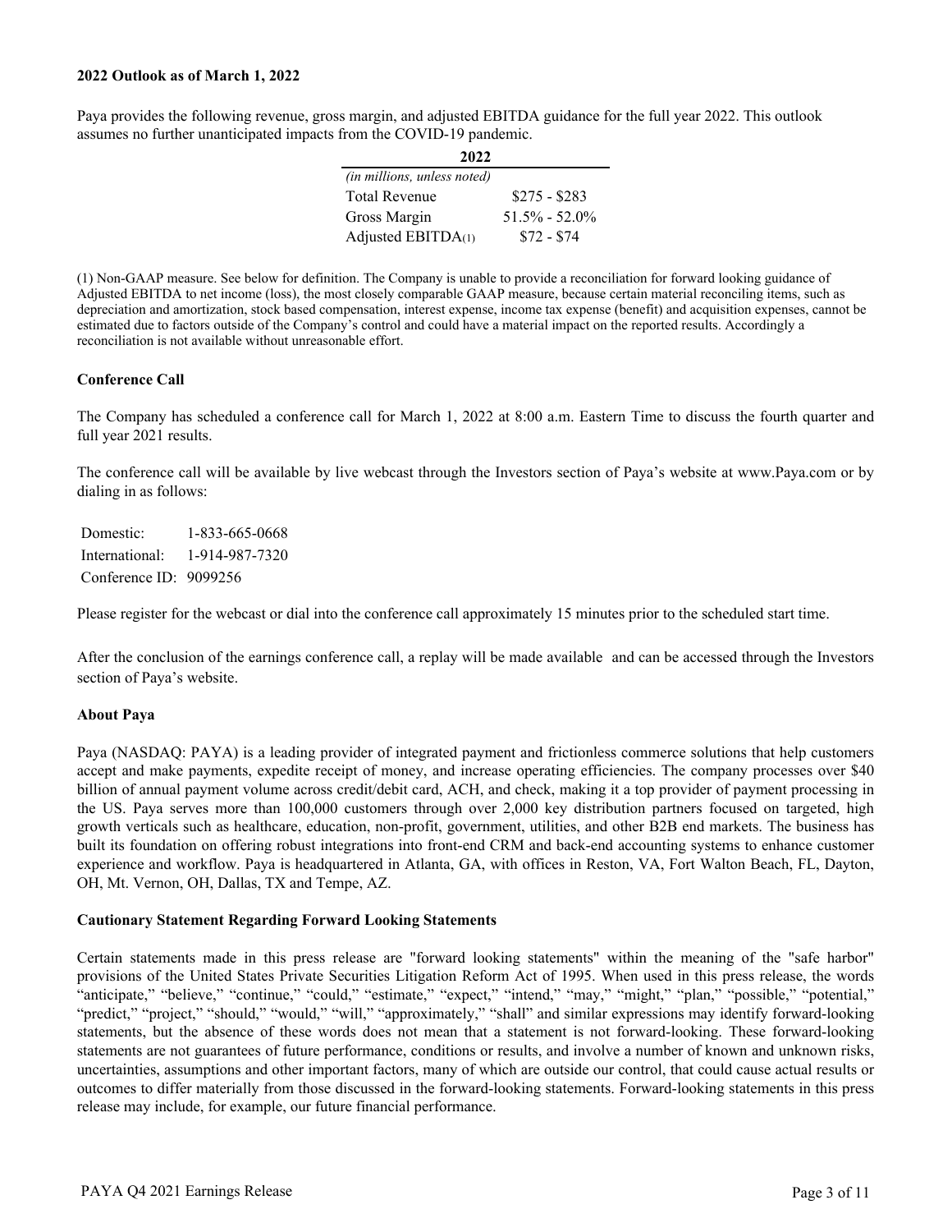**2022 Outlook as of March 1, 2022**

Paya provides the following revenue, gross margin, and adjusted EBITDA guidance for the full year 2022. This outlook assumes no further unanticipated impacts from the COVID-19 pandemic.

| | 2022 |
|---|---|
| *(in millions, unless noted)* | |
| Total Revenue | \$275 - \$283 |
| Gross Margin | 51.5% - 52.0% |
| Adjusted EBITDA(1) | \$72 - \$74 |

(1) Non-GAAP measure. See below for definition. The Company is unable to provide a reconciliation for forward looking guidance of Adjusted EBITDA to net income (loss), the most closely comparable GAAP measure, because certain material reconciling items, such as depreciation and amortization, stock based compensation, interest expense, income tax expense (benefit) and acquisition expenses, cannot be estimated due to factors outside of the Company's control and could have a material impact on the reported results. Accordingly a reconciliation is not available without unreasonable effort.

**Conference Call**

The Company has scheduled a conference call for March 1, 2022 at 8:00 a.m. Eastern Time to discuss the fourth quarter and full year 2021 results.

The conference call will be available by live webcast through the Investors section of Paya's website at www.Paya.com or by dialing in as follows:

Domestic: 1-833-665-0668
International: 1-914-987-7320
Conference ID: 9099256

Please register for the webcast or dial into the conference call approximately 15 minutes prior to the scheduled start time.

After the conclusion of the earnings conference call, a replay will be made available and can be accessed through the Investors section of Paya's website.

**About Paya**

Paya (NASDAQ: PAYA) is a leading provider of integrated payment and frictionless commerce solutions that help customers accept and make payments, expedite receipt of money, and increase operating efficiencies. The company processes over \$40 billion of annual payment volume across credit/debit card, ACH, and check, making it a top provider of payment processing in the US. Paya serves more than 100,000 customers through over 2,000 key distribution partners focused on targeted, high growth verticals such as healthcare, education, non-profit, government, utilities, and other B2B end markets. The business has built its foundation on offering robust integrations into front-end CRM and back-end accounting systems to enhance customer experience and workflow. Paya is headquartered in Atlanta, GA, with offices in Reston, VA, Fort Walton Beach, FL, Dayton, OH, Mt. Vernon, OH, Dallas, TX and Tempe, AZ.

**Cautionary Statement Regarding Forward Looking Statements**

Certain statements made in this press release are "forward looking statements" within the meaning of the "safe harbor" provisions of the United States Private Securities Litigation Reform Act of 1995. When used in this press release, the words "anticipate," "believe," "continue," "could," "estimate," "expect," "intend," "may," "might," "plan," "possible," "potential," "predict," "project," "should," "would," "will," "approximately," "shall" and similar expressions may identify forward-looking statements, but the absence of these words does not mean that a statement is not forward-looking. These forward-looking statements are not guarantees of future performance, conditions or results, and involve a number of known and unknown risks, uncertainties, assumptions and other important factors, many of which are outside our control, that could cause actual results or outcomes to differ materially from those discussed in the forward-looking statements. Forward-looking statements in this press release may include, for example, our future financial performance.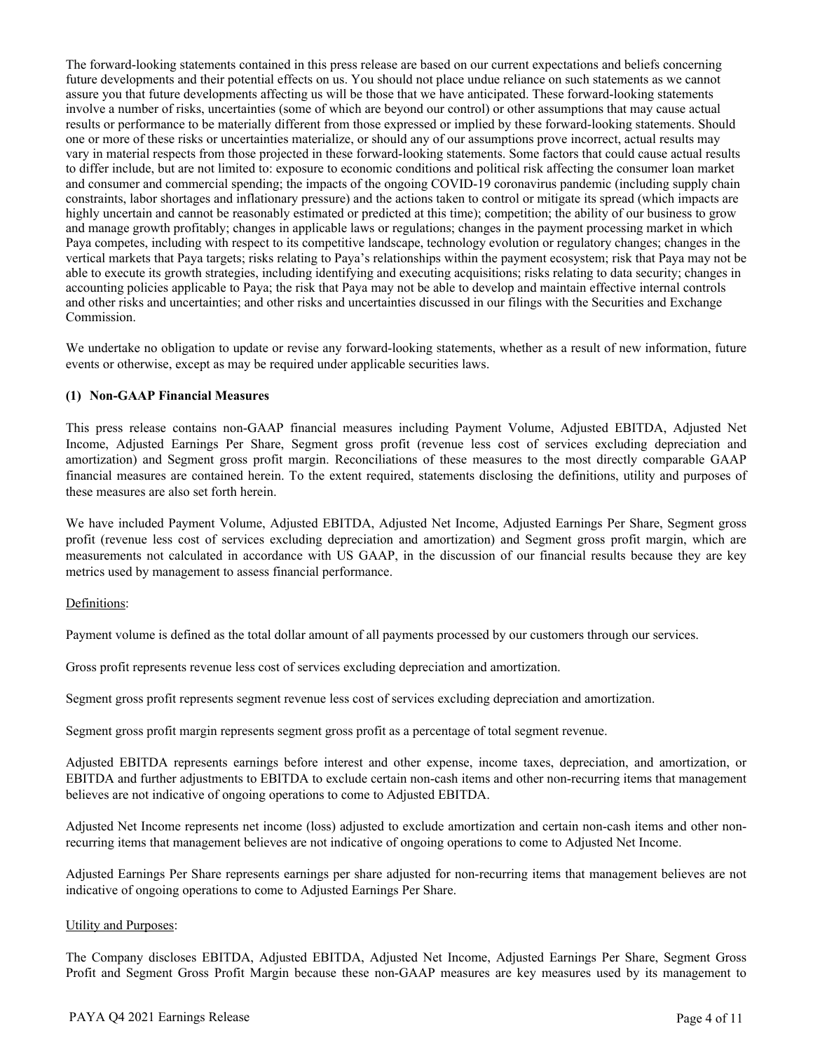The forward-looking statements contained in this press release are based on our current expectations and beliefs concerning future developments and their potential effects on us. You should not place undue reliance on such statements as we cannot assure you that future developments affecting us will be those that we have anticipated. These forward-looking statements involve a number of risks, uncertainties (some of which are beyond our control) or other assumptions that may cause actual results or performance to be materially different from those expressed or implied by these forward-looking statements. Should one or more of these risks or uncertainties materialize, or should any of our assumptions prove incorrect, actual results may vary in material respects from those projected in these forward-looking statements. Some factors that could cause actual results to differ include, but are not limited to: exposure to economic conditions and political risk affecting the consumer loan market and consumer and commercial spending; the impacts of the ongoing COVID-19 coronavirus pandemic (including supply chain constraints, labor shortages and inflationary pressure) and the actions taken to control or mitigate its spread (which impacts are highly uncertain and cannot be reasonably estimated or predicted at this time); competition; the ability of our business to grow and manage growth profitably; changes in applicable laws or regulations; changes in the payment processing market in which Paya competes, including with respect to its competitive landscape, technology evolution or regulatory changes; changes in the vertical markets that Paya targets; risks relating to Paya's relationships within the payment ecosystem; risk that Paya may not be able to execute its growth strategies, including identifying and executing acquisitions; risks relating to data security; changes in accounting policies applicable to Paya; the risk that Paya may not be able to develop and maintain effective internal controls and other risks and uncertainties; and other risks and uncertainties discussed in our filings with the Securities and Exchange Commission.

We undertake no obligation to update or revise any forward-looking statements, whether as a result of new information, future events or otherwise, except as may be required under applicable securities laws.

**(1) Non-GAAP Financial Measures**

This press release contains non-GAAP financial measures including Payment Volume, Adjusted EBITDA, Adjusted Net Income, Adjusted Earnings Per Share, Segment gross profit (revenue less cost of services excluding depreciation and amortization) and Segment gross profit margin. Reconciliations of these measures to the most directly comparable GAAP financial measures are contained herein. To the extent required, statements disclosing the definitions, utility and purposes of these measures are also set forth herein.

We have included Payment Volume, Adjusted EBITDA, Adjusted Net Income, Adjusted Earnings Per Share, Segment gross profit (revenue less cost of services excluding depreciation and amortization) and Segment gross profit margin, which are measurements not calculated in accordance with US GAAP, in the discussion of our financial results because they are key metrics used by management to assess financial performance.

<u>Definitions</u>:

Payment volume is defined as the total dollar amount of all payments processed by our customers through our services.

Gross profit represents revenue less cost of services excluding depreciation and amortization.

Segment gross profit represents segment revenue less cost of services excluding depreciation and amortization.

Segment gross profit margin represents segment gross profit as a percentage of total segment revenue.

Adjusted EBITDA represents earnings before interest and other expense, income taxes, depreciation, and amortization, or EBITDA and further adjustments to EBITDA to exclude certain non-cash items and other non-recurring items that management believes are not indicative of ongoing operations to come to Adjusted EBITDA.

Adjusted Net Income represents net income (loss) adjusted to exclude amortization and certain non-cash items and other non-recurring items that management believes are not indicative of ongoing operations to come to Adjusted Net Income.

Adjusted Earnings Per Share represents earnings per share adjusted for non-recurring items that management believes are not indicative of ongoing operations to come to Adjusted Earnings Per Share.

<u>Utility and Purposes</u>:

The Company discloses EBITDA, Adjusted EBITDA, Adjusted Net Income, Adjusted Earnings Per Share, Segment Gross Profit and Segment Gross Profit Margin because these non-GAAP measures are key measures used by its management to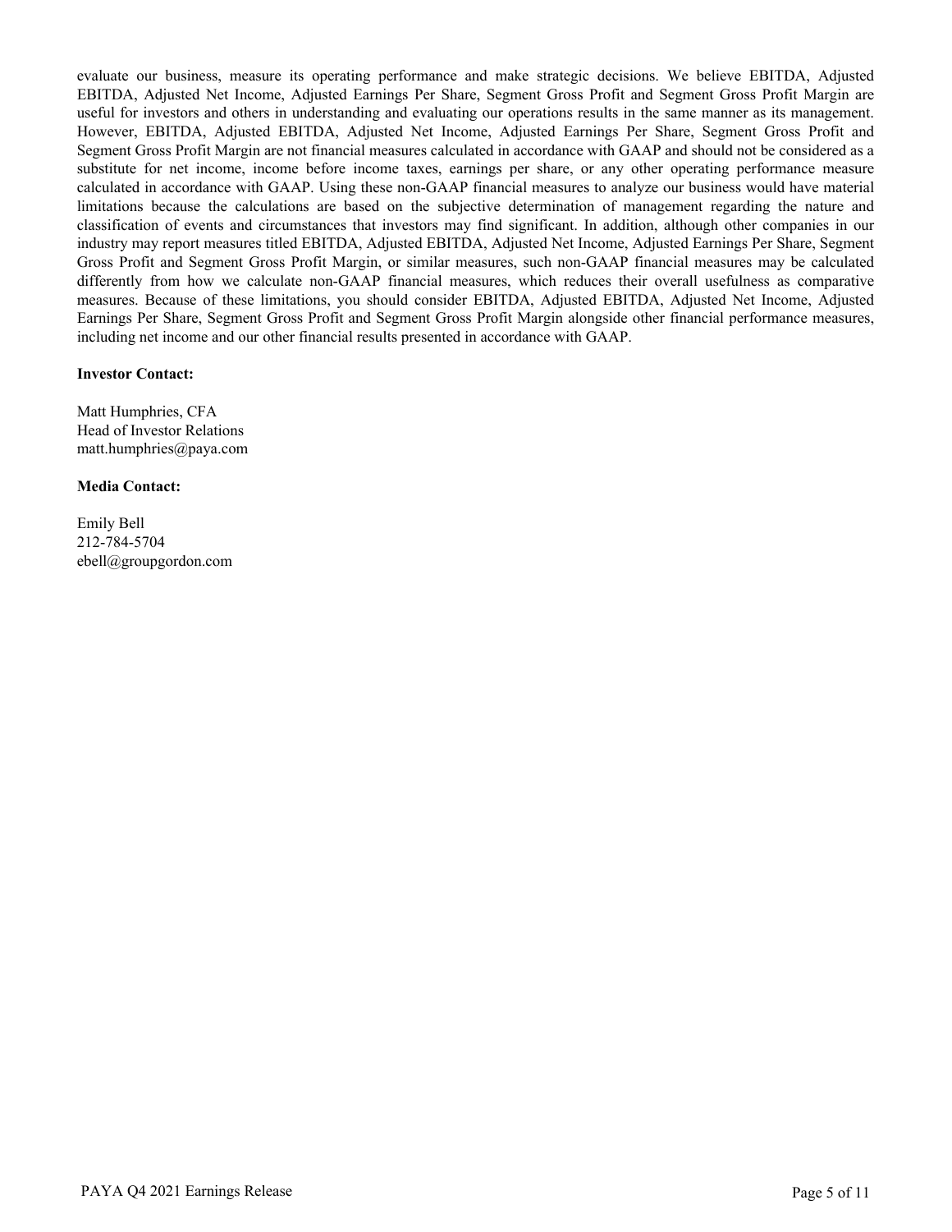evaluate our business, measure its operating performance and make strategic decisions. We believe EBITDA, Adjusted EBITDA, Adjusted Net Income, Adjusted Earnings Per Share, Segment Gross Profit and Segment Gross Profit Margin are useful for investors and others in understanding and evaluating our operations results in the same manner as its management. However, EBITDA, Adjusted EBITDA, Adjusted Net Income, Adjusted Earnings Per Share, Segment Gross Profit and Segment Gross Profit Margin are not financial measures calculated in accordance with GAAP and should not be considered as a substitute for net income, income before income taxes, earnings per share, or any other operating performance measure calculated in accordance with GAAP. Using these non-GAAP financial measures to analyze our business would have material limitations because the calculations are based on the subjective determination of management regarding the nature and classification of events and circumstances that investors may find significant. In addition, although other companies in our industry may report measures titled EBITDA, Adjusted EBITDA, Adjusted Net Income, Adjusted Earnings Per Share, Segment Gross Profit and Segment Gross Profit Margin, or similar measures, such non-GAAP financial measures may be calculated differently from how we calculate non-GAAP financial measures, which reduces their overall usefulness as comparative measures. Because of these limitations, you should consider EBITDA, Adjusted EBITDA, Adjusted Net Income, Adjusted Earnings Per Share, Segment Gross Profit and Segment Gross Profit Margin alongside other financial performance measures, including net income and our other financial results presented in accordance with GAAP.

**Investor Contact:**

Matt Humphries, CFA
Head of Investor Relations
matt.humphries@paya.com

**Media Contact:**

Emily Bell
212-784-5704
ebell@groupgordon.com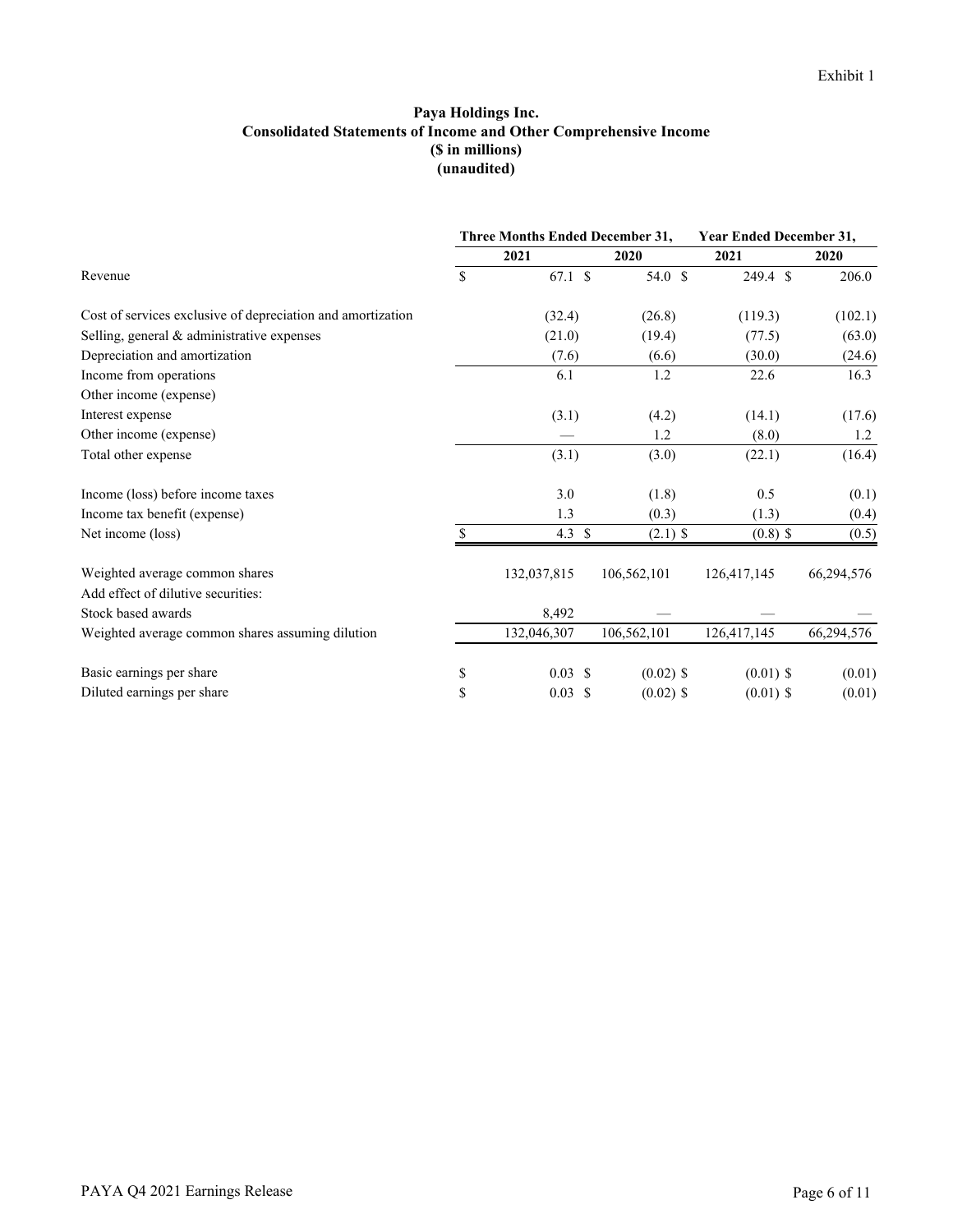Exhibit 1

**Paya Holdings Inc.**
**Consolidated Statements of Income and Other Comprehensive Income**
**($ in millions)**
**(unaudited)**

| | Three Months Ended December 31, | | Year Ended December 31, | |
|---|---|---|---|---|
| | 2021 | 2020 | 2021 | 2020 |
| Revenue | $ 67.1 | $ 54.0 | $ 249.4 | $ 206.0 |
| Cost of services exclusive of depreciation and amortization | (32.4) | (26.8) | (119.3) | (102.1) |
| Selling, general & administrative expenses | (21.0) | (19.4) | (77.5) | (63.0) |
| Depreciation and amortization | (7.6) | (6.6) | (30.0) | (24.6) |
| Income from operations | 6.1 | 1.2 | 22.6 | 16.3 |
| Other income (expense) | | | | |
| Interest expense | (3.1) | (4.2) | (14.1) | (17.6) |
| Other income (expense) | — | 1.2 | (8.0) | 1.2 |
| Total other expense | (3.1) | (3.0) | (22.1) | (16.4) |
| Income (loss) before income taxes | 3.0 | (1.8) | 0.5 | (0.1) |
| Income tax benefit (expense) | 1.3 | (0.3) | (1.3) | (0.4) |
| Net income (loss) | $ 4.3 | $ (2.1) | $ (0.8) | $ (0.5) |
| Weighted average common shares | 132,037,815 | 106,562,101 | 126,417,145 | 66,294,576 |
| Add effect of dilutive securities: | | | | |
| Stock based awards | 8,492 | — | — | — |
| Weighted average common shares assuming dilution | 132,046,307 | 106,562,101 | 126,417,145 | 66,294,576 |
| Basic earnings per share | $ 0.03 | $ (0.02) | $ (0.01) | $ (0.01) |
| Diluted earnings per share | $ 0.03 | $ (0.02) | $ (0.01) | $ (0.01) |

PAYA Q4 2021 Earnings Release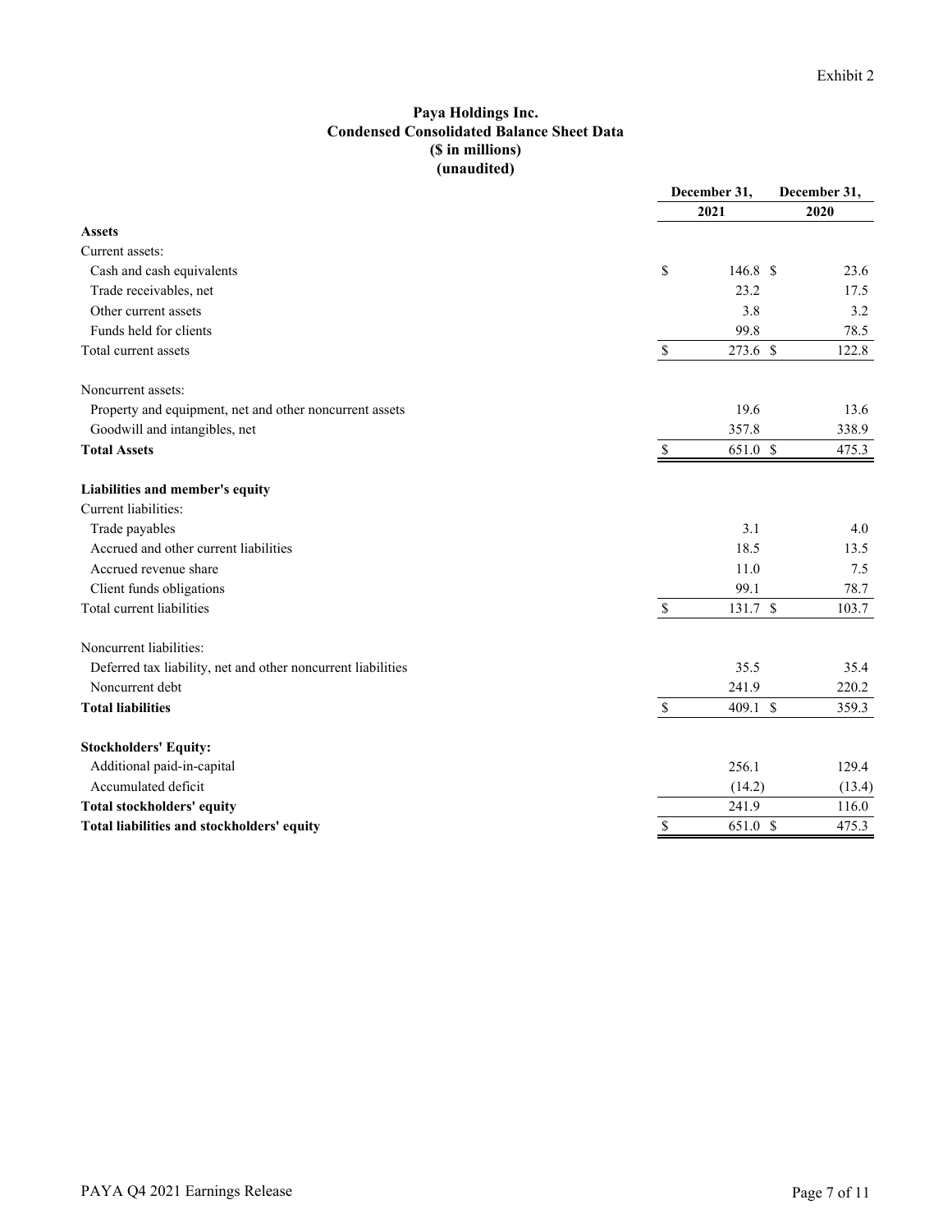Exhibit 2

**Paya Holdings Inc.**
**Condensed Consolidated Balance Sheet Data**
**($ in millions)**
**(unaudited)**

| | December 31, 2021 | December 31, 2020 |
|---|---|---|
| **Assets** | | |
| Current assets: | | |
| Cash and cash equivalents | $ 146.8 | $ 23.6 |
| Trade receivables, net | 23.2 | 17.5 |
| Other current assets | 3.8 | 3.2 |
| Funds held for clients | 99.8 | 78.5 |
| Total current assets | $ 273.6 | $ 122.8 |
| Noncurrent assets: | | |
| Property and equipment, net and other noncurrent assets | 19.6 | 13.6 |
| Goodwill and intangibles, net | 357.8 | 338.9 |
| **Total Assets** | $ 651.0 | $ 475.3 |
| **Liabilities and member's equity** | | |
| Current liabilities: | | |
| Trade payables | 3.1 | 4.0 |
| Accrued and other current liabilities | 18.5 | 13.5 |
| Accrued revenue share | 11.0 | 7.5 |
| Client funds obligations | 99.1 | 78.7 |
| Total current liabilities | $ 131.7 | $ 103.7 |
| Noncurrent liabilities: | | |
| Deferred tax liability, net and other noncurrent liabilities | 35.5 | 35.4 |
| Noncurrent debt | 241.9 | 220.2 |
| **Total liabilities** | $ 409.1 | $ 359.3 |
| **Stockholders' Equity:** | | |
| Additional paid-in-capital | 256.1 | 129.4 |
| Accumulated deficit | (14.2) | (13.4) |
| **Total stockholders' equity** | 241.9 | 116.0 |
| **Total liabilities and stockholders' equity** | $ 651.0 | $ 475.3 |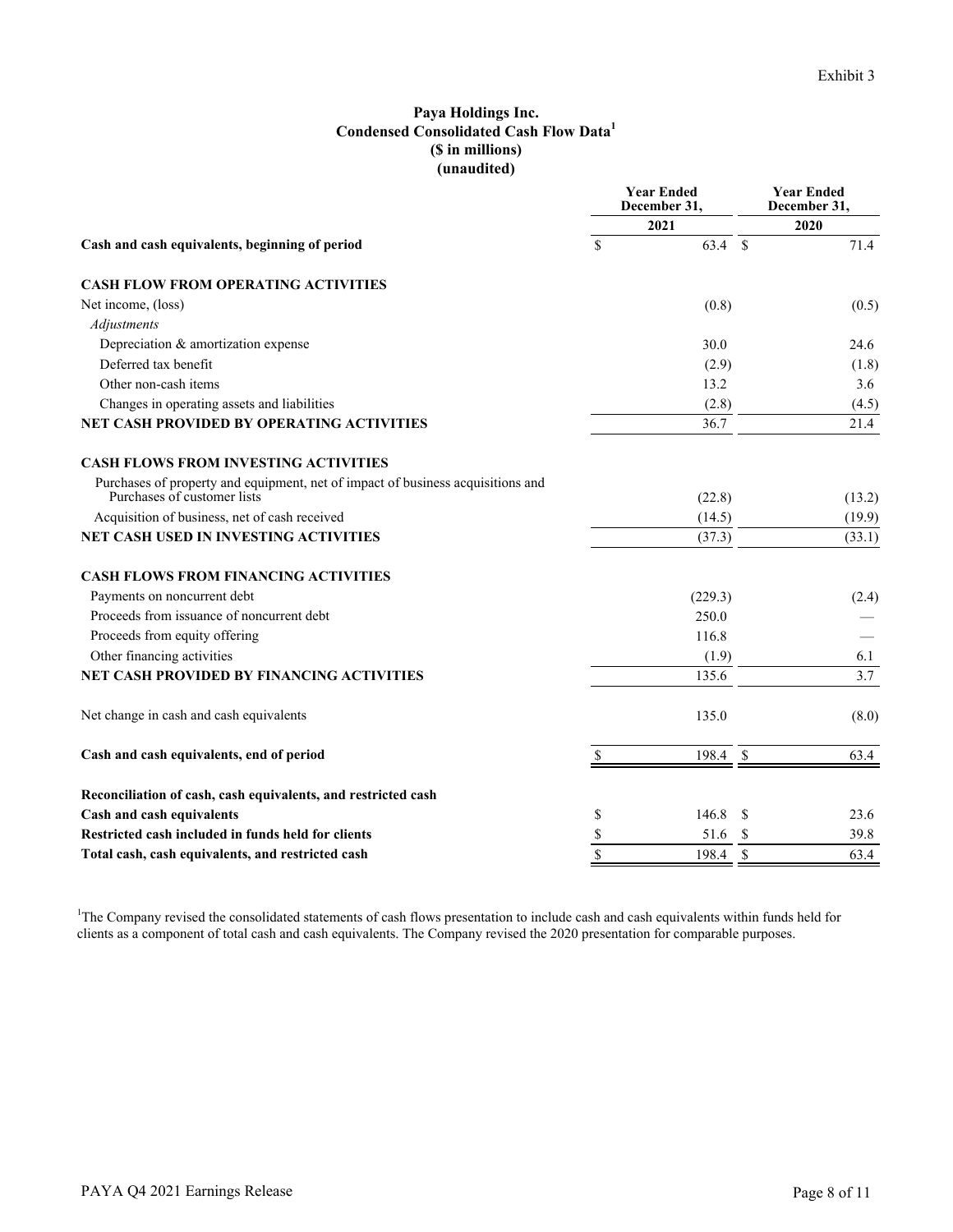Exhibit 3

**Paya Holdings Inc.**
**Condensed Consolidated Cash Flow Data[1]**
**($ in millions)**
**(unaudited)**

| | Year Ended December 31, 2021 | Year Ended December 31, 2020 |
|---|---|---|
| **Cash and cash equivalents, beginning of period** | $ 63.4 | $ 71.4 |
| | | |
| **CASH FLOW FROM OPERATING ACTIVITIES** | | |
| Net income, (loss) | (0.8) | (0.5) |
| *Adjustments* | | |
| Depreciation & amortization expense | 30.0 | 24.6 |
| Deferred tax benefit | (2.9) | (1.8) |
| Other non-cash items | 13.2 | 3.6 |
| Changes in operating assets and liabilities | (2.8) | (4.5) |
| **NET CASH PROVIDED BY OPERATING ACTIVITIES** | 36.7 | 21.4 |
| | | |
| **CASH FLOWS FROM INVESTING ACTIVITIES** | | |
| Purchases of property and equipment, net of impact of business acquisitions and Purchases of customer lists | (22.8) | (13.2) |
| Acquisition of business, net of cash received | (14.5) | (19.9) |
| **NET CASH USED IN INVESTING ACTIVITIES** | (37.3) | (33.1) |
| | | |
| **CASH FLOWS FROM FINANCING ACTIVITIES** | | |
| Payments on noncurrent debt | (229.3) | (2.4) |
| Proceeds from issuance of noncurrent debt | 250.0 | — |
| Proceeds from equity offering | 116.8 | — |
| Other financing activities | (1.9) | 6.1 |
| **NET CASH PROVIDED BY FINANCING ACTIVITIES** | 135.6 | 3.7 |
| | | |
| Net change in cash and cash equivalents | 135.0 | (8.0) |
| | | |
| **Cash and cash equivalents, end of period** | $ 198.4 | $ 63.4 |
| | | |
| **Reconciliation of cash, cash equivalents, and restricted cash** | | |
| **Cash and cash equivalents** | $ 146.8 | $ 23.6 |
| **Restricted cash included in funds held for clients** | $ 51.6 | $ 39.8 |
| **Total cash, cash equivalents, and restricted cash** | $ 198.4 | $ 63.4 |

[1]The Company revised the consolidated statements of cash flows presentation to include cash and cash equivalents within funds held for clients as a component of total cash and cash equivalents. The Company revised the 2020 presentation for comparable purposes.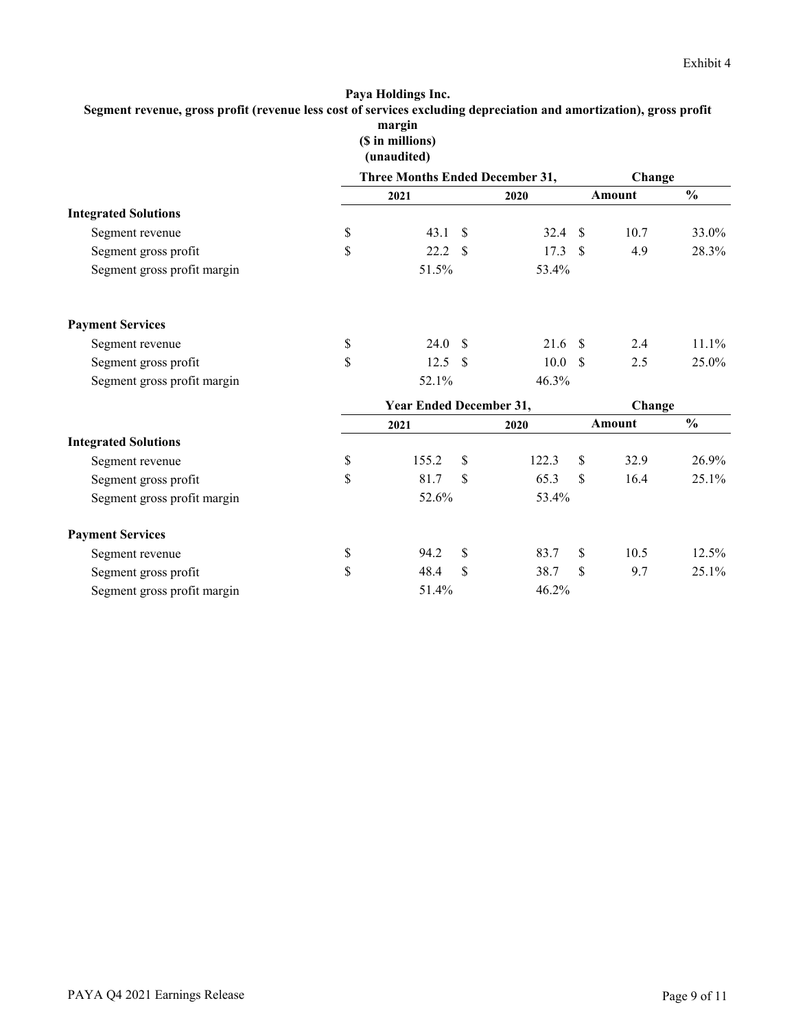Exhibit 4

**Paya Holdings Inc.**
**Segment revenue, gross profit (revenue less cost of services excluding depreciation and amortization), gross profit margin**
**($ in millions)**
**(unaudited)**

| | Three Months Ended December 31, | | Change | |
|---|---|---|---|---|
| | 2021 | 2020 | Amount | % |
| **Integrated Solutions** | | | | |
| Segment revenue | $ 43.1 | $ 32.4 | $ 10.7 | 33.0% |
| Segment gross profit | $ 22.2 | $ 17.3 | $ 4.9 | 28.3% |
| Segment gross profit margin | 51.5% | 53.4% | | |
| **Payment Services** | | | | |
| Segment revenue | $ 24.0 | $ 21.6 | $ 2.4 | 11.1% |
| Segment gross profit | $ 12.5 | $ 10.0 | $ 2.5 | 25.0% |
| Segment gross profit margin | 52.1% | 46.3% | | |

| | Year Ended December 31, | | Change | |
|---|---|---|---|---|
| | 2021 | 2020 | Amount | % |
| **Integrated Solutions** | | | | |
| Segment revenue | $ 155.2 | $ 122.3 | $ 32.9 | 26.9% |
| Segment gross profit | $ 81.7 | $ 65.3 | $ 16.4 | 25.1% |
| Segment gross profit margin | 52.6% | 53.4% | | |
| **Payment Services** | | | | |
| Segment revenue | $ 94.2 | $ 83.7 | $ 10.5 | 12.5% |
| Segment gross profit | $ 48.4 | $ 38.7 | $ 9.7 | 25.1% |
| Segment gross profit margin | 51.4% | 46.2% | | |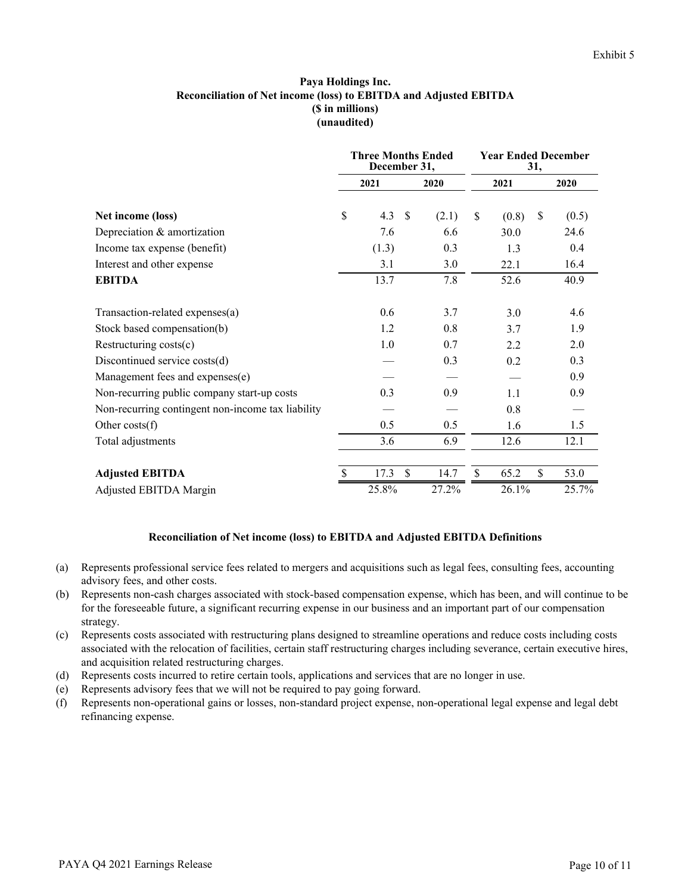Exhibit 5

**Paya Holdings Inc.**
**Reconciliation of Net income (loss) to EBITDA and Adjusted EBITDA**
**($ in millions)**
**(unaudited)**

| | Three Months Ended December 31, | | Year Ended December 31, | |
|---|---|---|---|---|
| | 2021 | 2020 | 2021 | 2020 |
| **Net income (loss)** | $ 4.3 | $ (2.1) | $ (0.8) | $ (0.5) |
| Depreciation & amortization | 7.6 | 6.6 | 30.0 | 24.6 |
| Income tax expense (benefit) | (1.3) | 0.3 | 1.3 | 0.4 |
| Interest and other expense | 3.1 | 3.0 | 22.1 | 16.4 |
| **EBITDA** | 13.7 | 7.8 | 52.6 | 40.9 |
| Transaction-related expenses(a) | 0.6 | 3.7 | 3.0 | 4.6 |
| Stock based compensation(b) | 1.2 | 0.8 | 3.7 | 1.9 |
| Restructuring costs(c) | 1.0 | 0.7 | 2.2 | 2.0 |
| Discontinued service costs(d) | — | 0.3 | 0.2 | 0.3 |
| Management fees and expenses(e) | — | — | — | 0.9 |
| Non-recurring public company start-up costs | 0.3 | 0.9 | 1.1 | 0.9 |
| Non-recurring contingent non-income tax liability | — | — | 0.8 | — |
| Other costs(f) | 0.5 | 0.5 | 1.6 | 1.5 |
| Total adjustments | 3.6 | 6.9 | 12.6 | 12.1 |
| **Adjusted EBITDA** | $ 17.3 | $ 14.7 | $ 65.2 | $ 53.0 |
| Adjusted EBITDA Margin | 25.8% | 27.2% | 26.1% | 25.7% |

**Reconciliation of Net income (loss) to EBITDA and Adjusted EBITDA Definitions**

(a) Represents professional service fees related to mergers and acquisitions such as legal fees, consulting fees, accounting advisory fees, and other costs.

(b) Represents non-cash charges associated with stock-based compensation expense, which has been, and will continue to be for the foreseeable future, a significant recurring expense in our business and an important part of our compensation strategy.

(c) Represents costs associated with restructuring plans designed to streamline operations and reduce costs including costs associated with the relocation of facilities, certain staff restructuring charges including severance, certain executive hires, and acquisition related restructuring charges.

(d) Represents costs incurred to retire certain tools, applications and services that are no longer in use.

(e) Represents advisory fees that we will not be required to pay going forward.

(f) Represents non-operational gains or losses, non-standard project expense, non-operational legal expense and legal debt refinancing expense.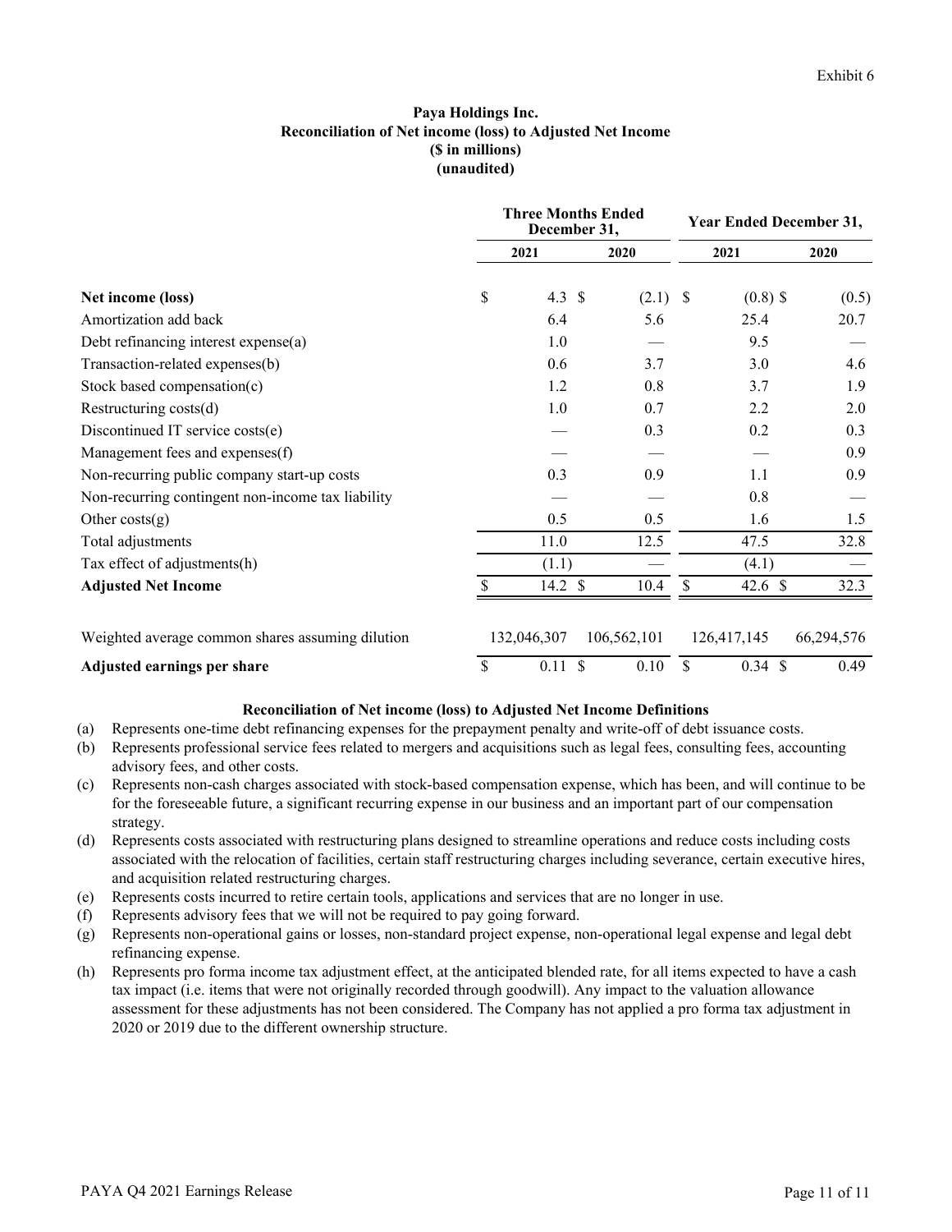Exhibit 6

**Paya Holdings Inc.**
**Reconciliation of Net income (loss) to Adjusted Net Income**
**($ in millions)**
**(unaudited)**

| | Three Months Ended December 31, | | Year Ended December 31, | |
|---|---|---|---|---|
| | **2021** | **2020** | **2021** | **2020** |
| **Net income (loss)** | $ 4.3 | $ (2.1) | $ (0.8) | $ (0.5) |
| Amortization add back | 6.4 | 5.6 | 25.4 | 20.7 |
| Debt refinancing interest expense(a) | 1.0 | — | 9.5 | — |
| Transaction-related expenses(b) | 0.6 | 3.7 | 3.0 | 4.6 |
| Stock based compensation(c) | 1.2 | 0.8 | 3.7 | 1.9 |
| Restructuring costs(d) | 1.0 | 0.7 | 2.2 | 2.0 |
| Discontinued IT service costs(e) | — | 0.3 | 0.2 | 0.3 |
| Management fees and expenses(f) | — | — | — | 0.9 |
| Non-recurring public company start-up costs | 0.3 | 0.9 | 1.1 | 0.9 |
| Non-recurring contingent non-income tax liability | — | — | 0.8 | — |
| Other costs(g) | 0.5 | 0.5 | 1.6 | 1.5 |
| Total adjustments | 11.0 | 12.5 | 47.5 | 32.8 |
| Tax effect of adjustments(h) | (1.1) | — | (4.1) | — |
| **Adjusted Net Income** | $ 14.2 | $ 10.4 | $ 42.6 | $ 32.3 |
| | | | | |
| Weighted average common shares assuming dilution | 132,046,307 | 106,562,101 | 126,417,145 | 66,294,576 |
| **Adjusted earnings per share** | $ 0.11 | $ 0.10 | $ 0.34 | $ 0.49 |

**Reconciliation of Net income (loss) to Adjusted Net Income Definitions**

(a) Represents one-time debt refinancing expenses for the prepayment penalty and write-off of debt issuance costs.

(b) Represents professional service fees related to mergers and acquisitions such as legal fees, consulting fees, accounting advisory fees, and other costs.

(c) Represents non-cash charges associated with stock-based compensation expense, which has been, and will continue to be for the foreseeable future, a significant recurring expense in our business and an important part of our compensation strategy.

(d) Represents costs associated with restructuring plans designed to streamline operations and reduce costs including costs associated with the relocation of facilities, certain staff restructuring charges including severance, certain executive hires, and acquisition related restructuring charges.

(e) Represents costs incurred to retire certain tools, applications and services that are no longer in use.

(f) Represents advisory fees that we will not be required to pay going forward.

(g) Represents non-operational gains or losses, non-standard project expense, non-operational legal expense and legal debt refinancing expense.

(h) Represents pro forma income tax adjustment effect, at the anticipated blended rate, for all items expected to have a cash tax impact (i.e. items that were not originally recorded through goodwill). Any impact to the valuation allowance assessment for these adjustments has not been considered. The Company has not applied a pro forma tax adjustment in 2020 or 2019 due to the different ownership structure.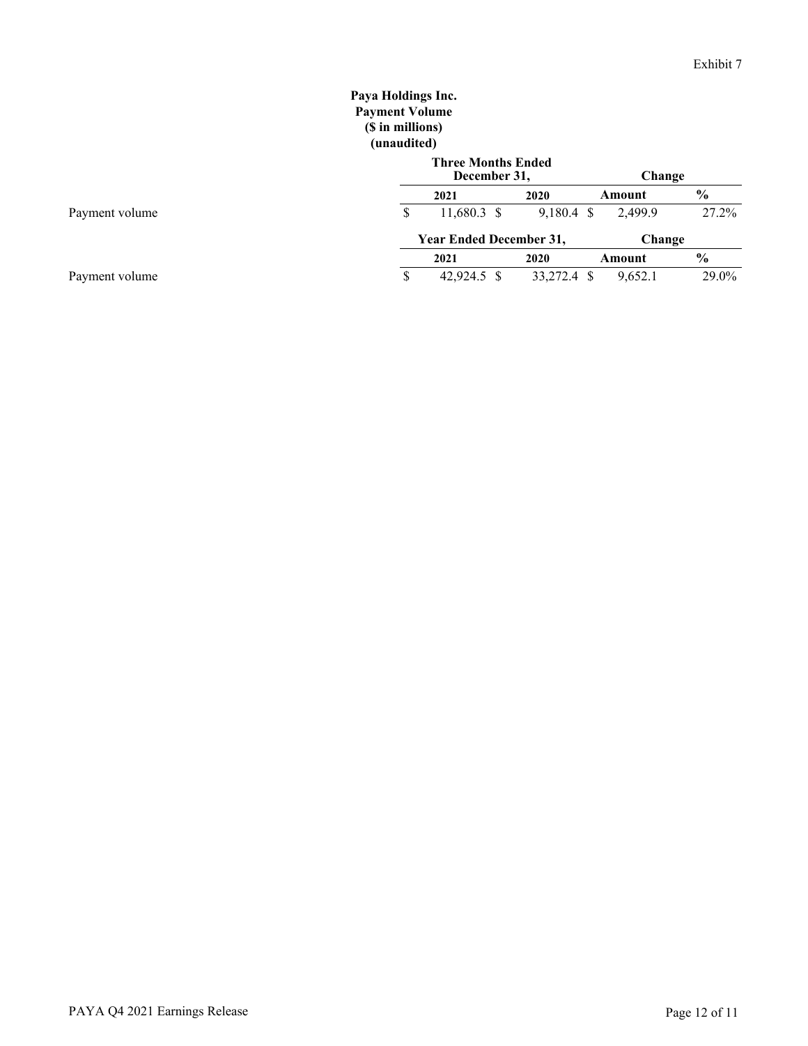Exhibit 7

**Paya Holdings Inc.**
**Payment Volume**
**($ in millions)**
**(unaudited)**

| | Three Months Ended December 31, | | Change | |
|---|---|---|---|---|
| | **2021** | **2020** | **Amount** | **%** |
| Payment volume | $ 11,680.3 | $ 9,180.4 | $ 2,499.9 | 27.2% |
| | **Year Ended December 31,** | | **Change** | |
| | **2021** | **2020** | **Amount** | **%** |
| Payment volume | $ 42,924.5 | $ 33,272.4 | $ 9,652.1 | 29.0% |